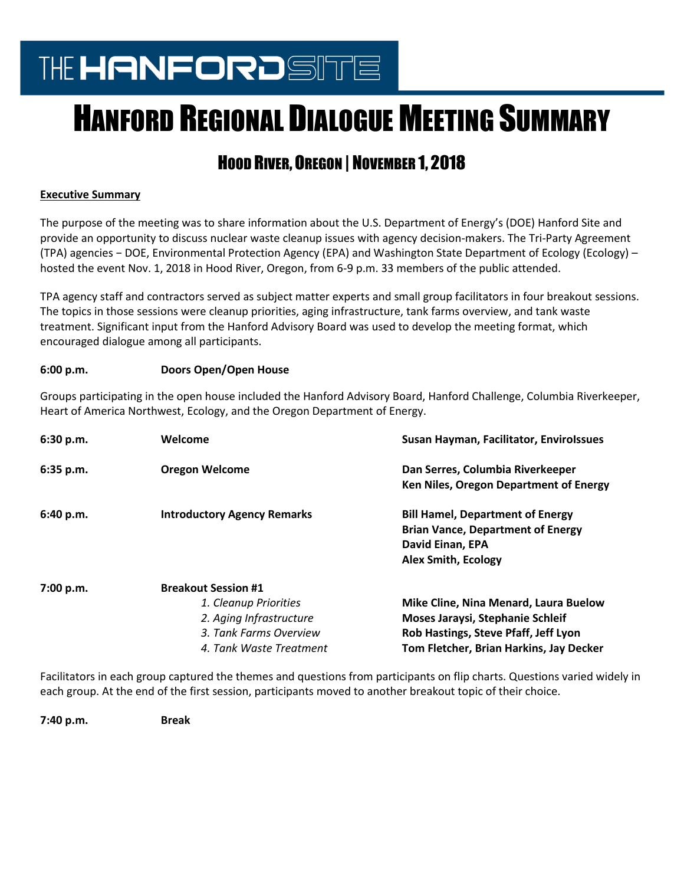THE HANFORD SITE

# Hanford Regional Dialogue Meeting Summary

## Hood River, Oregon | November 1, 2018

**Executive Summary**

The purpose of the meeting was to share information about the U.S. Department of Energy's (DOE) Hanford Site and provide an opportunity to discuss nuclear waste cleanup issues with agency decision-makers. The Tri-Party Agreement (TPA) agencies − DOE, Environmental Protection Agency (EPA) and Washington State Department of Ecology (Ecology) – hosted the event Nov. 1, 2018 in Hood River, Oregon, from 6-9 p.m. 33 members of the public attended.

TPA agency staff and contractors served as subject matter experts and small group facilitators in four breakout sessions. The topics in those sessions were cleanup priorities, aging infrastructure, tank farms overview, and tank waste treatment. Significant input from the Hanford Advisory Board was used to develop the meeting format, which encouraged dialogue among all participants.

**6:00 p.m.** **Doors Open/Open House**

Groups participating in the open house included the Hanford Advisory Board, Hanford Challenge, Columbia Riverkeeper, Heart of America Northwest, Ecology, and the Oregon Department of Energy.

**6:30 p.m.** **Welcome** — **Susan Hayman, Facilitator, EnviroIssues**

**6:35 p.m.** **Oregon Welcome** — **Dan Serres, Columbia Riverkeeper**; **Ken Niles, Oregon Department of Energy**

**6:40 p.m.** **Introductory Agency Remarks** — **Bill Hamel, Department of Energy**; **Brian Vance, Department of Energy**; **David Einan, EPA**; **Alex Smith, Ecology**

**7:00 p.m.** **Breakout Session #1**

1. *Cleanup Priorities* — **Mike Cline, Nina Menard, Laura Buelow**
2. *Aging Infrastructure* — **Moses Jaraysi, Stephanie Schleif**
3. *Tank Farms Overview* — **Rob Hastings, Steve Pfaff, Jeff Lyon**
4. *Tank Waste Treatment* — **Tom Fletcher, Brian Harkins, Jay Decker**

Facilitators in each group captured the themes and questions from participants on flip charts. Questions varied widely in each group. At the end of the first session, participants moved to another breakout topic of their choice.

**7:40 p.m.** **Break**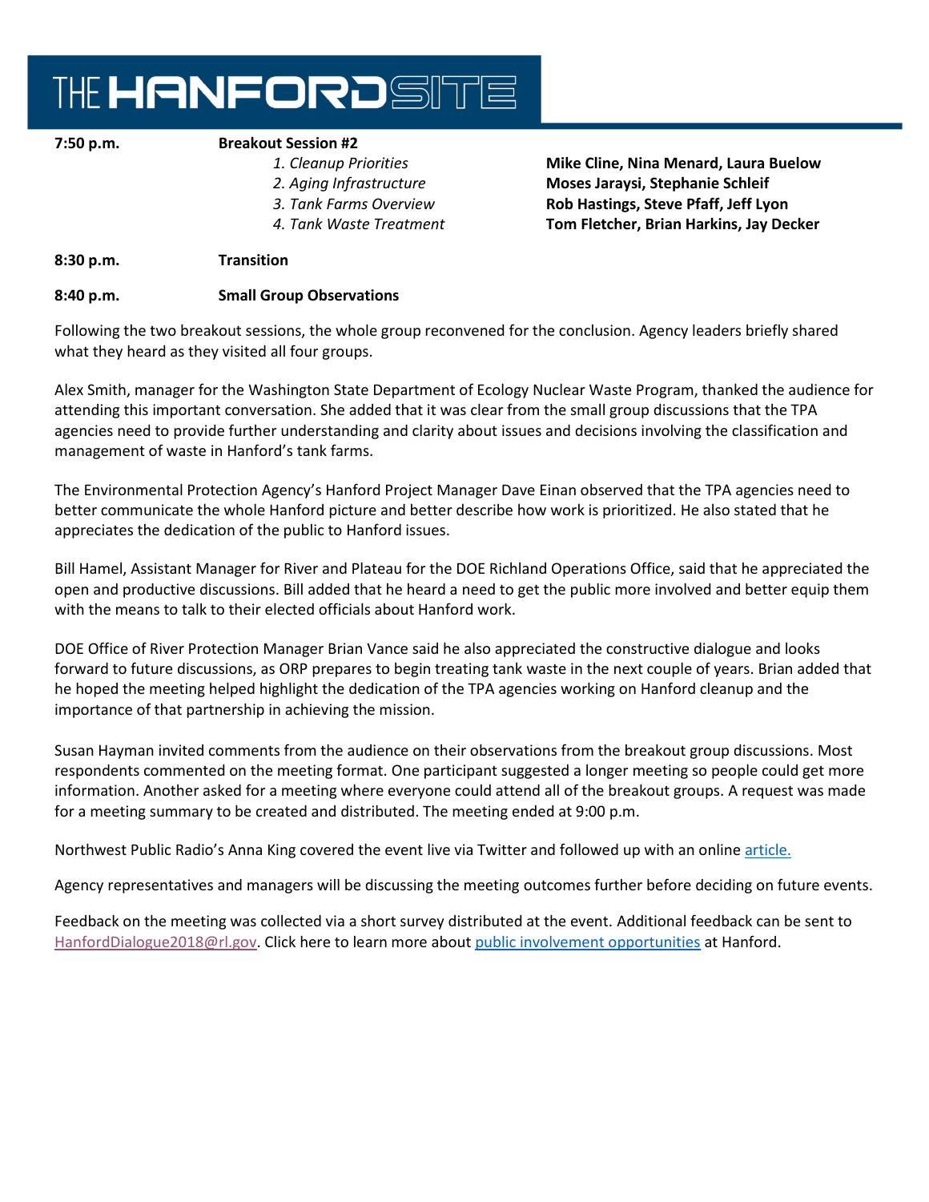| | | |
|---|---|---|
| **7:50 p.m.** | **Breakout Session #2** | |
| | *1. Cleanup Priorities* | **Mike Cline, Nina Menard, Laura Buelow** |
| | *2. Aging Infrastructure* | **Moses Jaraysi, Stephanie Schleif** |
| | *3. Tank Farms Overview* | **Rob Hastings, Steve Pfaff, Jeff Lyon** |
| | *4. Tank Waste Treatment* | **Tom Fletcher, Brian Harkins, Jay Decker** |
| **8:30 p.m.** | **Transition** | |
| **8:40 p.m.** | **Small Group Observations** | |

Following the two breakout sessions, the whole group reconvened for the conclusion. Agency leaders briefly shared what they heard as they visited all four groups.

Alex Smith, manager for the Washington State Department of Ecology Nuclear Waste Program, thanked the audience for attending this important conversation. She added that it was clear from the small group discussions that the TPA agencies need to provide further understanding and clarity about issues and decisions involving the classification and management of waste in Hanford's tank farms.

The Environmental Protection Agency's Hanford Project Manager Dave Einan observed that the TPA agencies need to better communicate the whole Hanford picture and better describe how work is prioritized. He also stated that he appreciates the dedication of the public to Hanford issues.

Bill Hamel, Assistant Manager for River and Plateau for the DOE Richland Operations Office, said that he appreciated the open and productive discussions. Bill added that he heard a need to get the public more involved and better equip them with the means to talk to their elected officials about Hanford work.

DOE Office of River Protection Manager Brian Vance said he also appreciated the constructive dialogue and looks forward to future discussions, as ORP prepares to begin treating tank waste in the next couple of years. Brian added that he hoped the meeting helped highlight the dedication of the TPA agencies working on Hanford cleanup and the importance of that partnership in achieving the mission.

Susan Hayman invited comments from the audience on their observations from the breakout group discussions. Most respondents commented on the meeting format. One participant suggested a longer meeting so people could get more information. Another asked for a meeting where everyone could attend all of the breakout groups. A request was made for a meeting summary to be created and distributed. The meeting ended at 9:00 p.m.

Northwest Public Radio's Anna King covered the event live via Twitter and followed up with an online article.

Agency representatives and managers will be discussing the meeting outcomes further before deciding on future events.

Feedback on the meeting was collected via a short survey distributed at the event. Additional feedback can be sent to HanfordDialogue2018@rl.gov. Click here to learn more about public involvement opportunities at Hanford.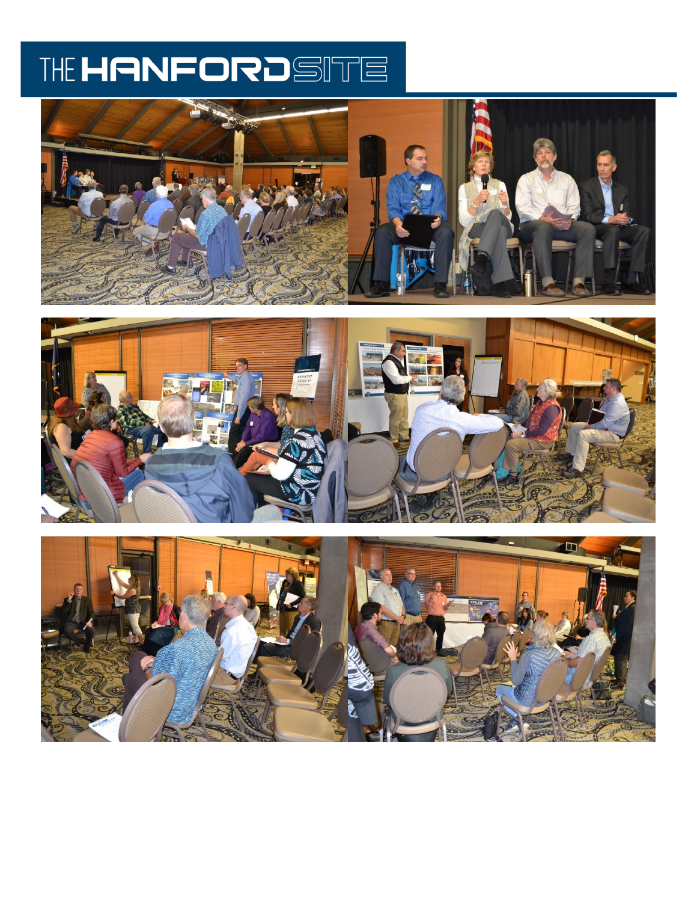THE HANFORD SITE